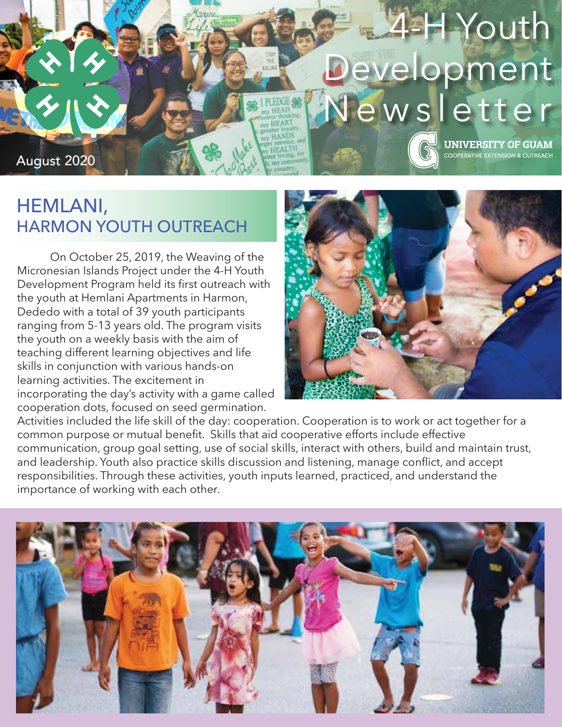# 4-H Youth Development Newsletter

August 2020

UNIVERSITY OF GUAM
COOPERATIVE EXTENSION & OUTREACH

## HEMLANI, HARMON YOUTH OUTREACH

On October 25, 2019, the Weaving of the Micronesian Islands Project under the 4-H Youth Development Program held its first outreach with the youth at Hemlani Apartments in Harmon, Dededo with a total of 39 youth participants ranging from 5-13 years old. The program visits the youth on a weekly basis with the aim of teaching different learning objectives and life skills in conjunction with various hands-on learning activities. The excitement in incorporating the day's activity with a game called cooperation dots, focused on seed germination. Activities included the life skill of the day: cooperation. Cooperation is to work or act together for a common purpose or mutual benefit. Skills that aid cooperative efforts include effective communication, group goal setting, use of social skills, interact with others, build and maintain trust, and leadership. Youth also practice skills discussion and listening, manage conflict, and accept responsibilities. Through these activities, youth inputs learned, practiced, and understand the importance of working with each other.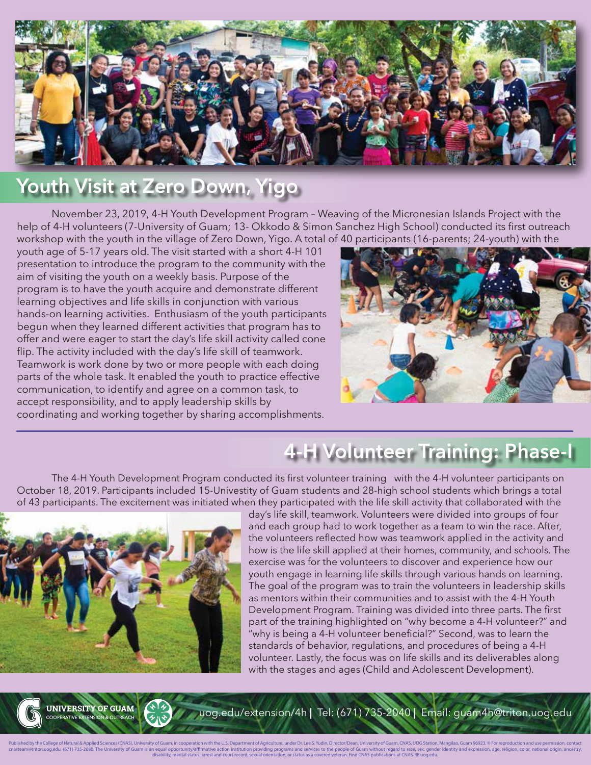## Youth Visit at Zero Down, Yigo

November 23, 2019, 4-H Youth Development Program – Weaving of the Micronesian Islands Project with the help of 4-H volunteers (7-University of Guam; 13- Okkodo & Simon Sanchez High School) conducted its first outreach workshop with the youth in the village of Zero Down, Yigo. A total of 40 participants (16-parents; 24-youth) with the youth age of 5-17 years old. The visit started with a short 4-H 101 presentation to introduce the program to the community with the aim of visiting the youth on a weekly basis. Purpose of the program is to have the youth acquire and demonstrate different learning objectives and life skills in conjunction with various hands-on learning activities. Enthusiasm of the youth participants begun when they learned different activities that program has to offer and were eager to start the day's life skill activity called cone flip. The activity included with the day's life skill of teamwork. Teamwork is work done by two or more people with each doing parts of the whole task. It enabled the youth to practice effective communication, to identify and agree on a common task, to accept responsibility, and to apply leadership skills by coordinating and working together by sharing accomplishments.

## 4-H Volunteer Training: Phase-I

The 4-H Youth Development Program conducted its first volunteer training with the 4-H volunteer participants on October 18, 2019. Participants included 15-Univestity of Guam students and 28-high school students which brings a total of 43 participants. The excitement was initiated when they participated with the life skill activity that collaborated with the day's life skill, teamwork. Volunteers were divided into groups of four and each group had to work together as a team to win the race. After, the volunteers reflected how was teamwork applied in the activity and how is the life skill applied at their homes, community, and schools. The exercise was for the volunteers to discover and experience how our youth engage in learning life skills through various hands on learning. The goal of the program was to train the volunteers in leadership skills as mentors within their communities and to assist with the 4-H Youth Development Program. Training was divided into three parts. The first part of the training highlighted on "why become a 4-H volunteer?" and "why is being a 4-H volunteer beneficial?" Second, was to learn the standards of behavior, regulations, and procedures of being a 4-H volunteer. Lastly, the focus was on life skills and its deliverables along with the stages and ages (Child and Adolescent Development).

UNIVERSITY OF GUAM
COOPERATIVE EXTENSION & OUTREACH

uog.edu/extension/4h | Tel: (671) 735-2040 | Email: guam4h@triton.uog.edu

Published by the College of Natural & Applied Sciences (CNAS), University of Guam, in cooperation with the U.S. Department of Agriculture, under Dr. Lee S. Yudin, Director/Dean. University of Guam, CNAS, UOG Station, Mangilao, Guam 96923. © For reproduction and use permission, contact cnasteam@triton.uog.edu, (671) 735-2080. The University of Guam is an equal opportunity/affirmative action institution providing programs and services to the people of Guam without regard to race, sex, gender identity and expression, age, religion, color, national origin, ancestry, disability, marital status, arrest and court record, sexual orientation, or status as a covered veteran. Find CNAS publications at CNAS-RE.uog.edu.